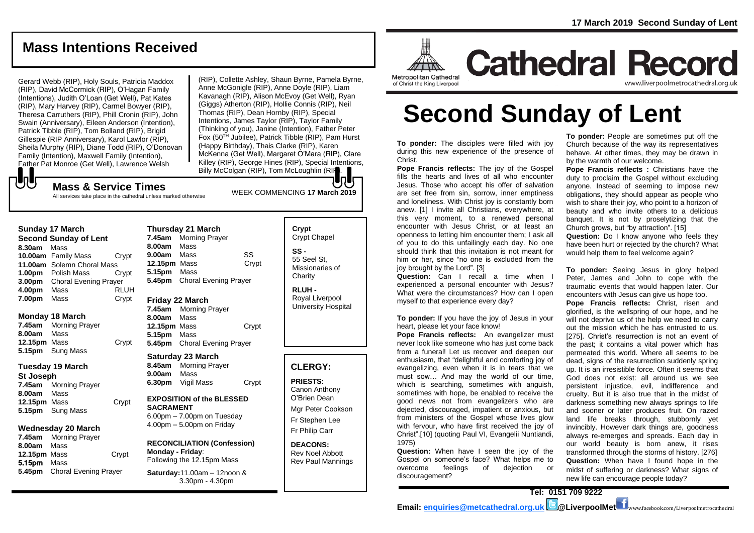# Cathedral Record

Metropolitan Cathedral of Christ the King Liverpool

www.liverpoolmetrocathedral.org.uk

**17 March 2019 Second Sunday of Lent**

## Mass Intentions Received

Gerard Webb (RIP), Holy Souls, Patricia Maddox (RIP), David McCormick (RIP), O'Hagan Family (Intentions), Judith O'Loan (Get Well), Pat Kates (RIP), Mary Harvey (RIP), Carmel Bowyer (RIP), Theresa Carruthers (RIP), Phill Cronin (RIP), John Swain (Anniversary), Eileen Anderson (Intention), Patrick Tibble (RIP), Tom Bolland (RIP), Brigid Gillespie (RIP Anniversary), Karol Lawlor (RIP), Sheila Murphy (RIP), Diane Todd (RIP), O'Donovan Family (Intention), Maxwell Family (Intention), Father Pat Monroe (Get Well), Lawrence Welsh (RIP), Collette Ashley, Shaun Byrne, Pamela Byrne, Anne McGonigle (RIP), Anne Doyle (RIP), Liam Kavanagh (RIP), Alison McEvoy (Get Well), Ryan (Giggs) Atherton (RIP), Hollie Connis (RIP), Neil Thomas (RIP), Dean Hornby (RIP), Special Intentions, James Taylor (RIP), Taylor Family (Thinking of you), Janine (Intention), Father Peter Fox (50TH Jubilee), Patrick Tibble (RIP), Pam Hurst (Happy Birthday), Thais Clarke (RIP), Karen McKenna (Get Well), Margaret O'Mara (RIP), Clare Killey (RIP), George Hines (RIP), Special Intentions, Billy McColgan (RIP), Tom McLoughlin (RIP).

## Mass & Service Times

All services take place in the cathedral unless marked otherwise

WEEK COMMENCING **17 March 2019**

### Sunday 17 March
**Second Sunday of Lent**

| | | |
|---|---|---|
| **8.30am** | Mass | |
| **10.00am** | Family Mass | Crypt |
| **11.00am** | Solemn Choral Mass | |
| **1.00pm** | Polish Mass | Crypt |
| **3.00pm** | Choral Evening Prayer | |
| **4.00pm** | Mass | RLUH |
| **7.00pm** | Mass | Crypt |

### Monday 18 March

| | | |
|---|---|---|
| **7.45am** | Morning Prayer | |
| **8.00am** | Mass | |
| **12.15pm** | Mass | Crypt |
| **5.15pm** | Sung Mass | |

### Tuesday 19 March
**St Joseph**

| | | |
|---|---|---|
| **7.45am** | Morning Prayer | |
| **8.00am** | Mass | |
| **12.15pm** | Mass | Crypt |
| **5.15pm** | Sung Mass | |

### Wednesday 20 March

| | | |
|---|---|---|
| **7.45am** | Morning Prayer | |
| **8.00am** | Mass | |
| **12.15pm** | Mass | Crypt |
| **5.15pm** | Mass | |
| **5.45pm** | Choral Evening Prayer | |

### Thursday 21 March

| | | |
|---|---|---|
| **7.45am** | Morning Prayer | |
| **8.00am** | Mass | |
| **9.00am** | Mass | SS |
| **12.15pm** | Mass | Crypt |
| **5.15pm** | Mass | |
| **5.45pm** | Choral Evening Prayer | |

### Friday 22 March

| | | |
|---|---|---|
| **7.45am** | Morning Prayer | |
| **8.00am** | Mass | |
| **12.15pm** | Mass | Crypt |
| **5.15pm** | Mass | |
| **5.45pm** | Choral Evening Prayer | |

### Saturday 23 March

| | | |
|---|---|---|
| **8.45am** | Morning Prayer | |
| **9.00am** | Mass | |
| **6.30pm** | Vigil Mass | Crypt |

**EXPOSITION of the BLESSED SACRAMENT**
6.00pm – 7.00pm on Tuesday
4.00pm – 5.00pm on Friday

**RECONCILIATION (Confession)**
**Monday - Friday**:
Following the 12.15pm Mass

**Saturday:** 11.00am – 12noon & 3.30pm - 4.30pm

**Crypt** Crypt Chapel

**SS -** 55 Seel St, Missionaries of Charity

**RLUH -** Royal Liverpool University Hospital

## CLERGY:

**PRIESTS:**
Canon Anthony O'Brien Dean
Mgr Peter Cookson
Fr Stephen Lee
Fr Philip Carr

**DEACONS:**
Rev Noel Abbott
Rev Paul Mannings

# Second Sunday of Lent

**To ponder:** The disciples were filled with joy during this new experience of the presence of Christ.

**Pope Francis reflects:** The joy of the Gospel fills the hearts and lives of all who encounter Jesus. Those who accept his offer of salvation are set free from sin, sorrow, inner emptiness and loneliness. With Christ joy is constantly born anew. [1] I invite all Christians, everywhere, at this very moment, to a renewed personal encounter with Jesus Christ, or at least an openness to letting him encounter them; I ask all of you to do this unfailingly each day. No one should think that this invitation is not meant for him or her, since "no one is excluded from the joy brought by the Lord". [3]

**Question:** Can I recall a time when I experienced a personal encounter with Jesus? What were the circumstances? How can I open myself to that experience every day?

**To ponder:** If you have the joy of Jesus in your heart, please let your face know!

**Pope Francis reflects:** An evangelizer must never look like someone who has just come back from a funeral! Let us recover and deepen our enthusiasm, that "delightful and comforting joy of evangelizing, even when it is in tears that we must sow… And may the world of our time, which is searching, sometimes with anguish, sometimes with hope, be enabled to receive the good news not from evangelizers who are dejected, discouraged, impatient or anxious, but from ministers of the Gospel whose lives glow with fervour, who have first received the joy of Christ".[10] (quoting Paul VI, Evangelii Nuntiandi, 1975)

**Question:** When have I seen the joy of the Gospel on someone's face? What helps me to overcome feelings of dejection or discouragement?

**To ponder:** People are sometimes put off the Church because of the way its representatives behave. At other times, they may be drawn in by the warmth of our welcome.

**Pope Francis reflects :** Christians have the duty to proclaim the Gospel without excluding anyone. Instead of seeming to impose new obligations, they should appear as people who wish to share their joy, who point to a horizon of beauty and who invite others to a delicious banquet. It is not by proselytizing that the Church grows, but "by attraction". [15]

**Question:** Do I know anyone who feels they have been hurt or rejected by the church? What would help them to feel welcome again?

**To ponder:** Seeing Jesus in glory helped Peter, James and John to cope with the traumatic events that would happen later. Our encounters with Jesus can give us hope too.

**Pope Francis reflects:** Christ, risen and glorified, is the wellspring of our hope, and he will not deprive us of the help we need to carry out the mission which he has entrusted to us. [275]. Christ's resurrection is not an event of the past; it contains a vital power which has permeated this world. Where all seems to be dead, signs of the resurrection suddenly spring up. It is an irresistible force. Often it seems that God does not exist: all around us we see persistent injustice, evil, indifference and cruelty. But it is also true that in the midst of darkness something new always springs to life and sooner or later produces fruit. On razed land life breaks through, stubbornly yet invincibly. However dark things are, goodness always re-emerges and spreads. Each day in our world beauty is born anew, it rises transformed through the storms of history. [276]

**Question:** When have I found hope in the midst of suffering or darkness? What signs of new life can encourage people today?

**Tel: 0151 709 9222**

**Email: enquiries@metcathedral.org.uk** @LiverpoolMet www.facebook.com/Liverpoolmetrocathedral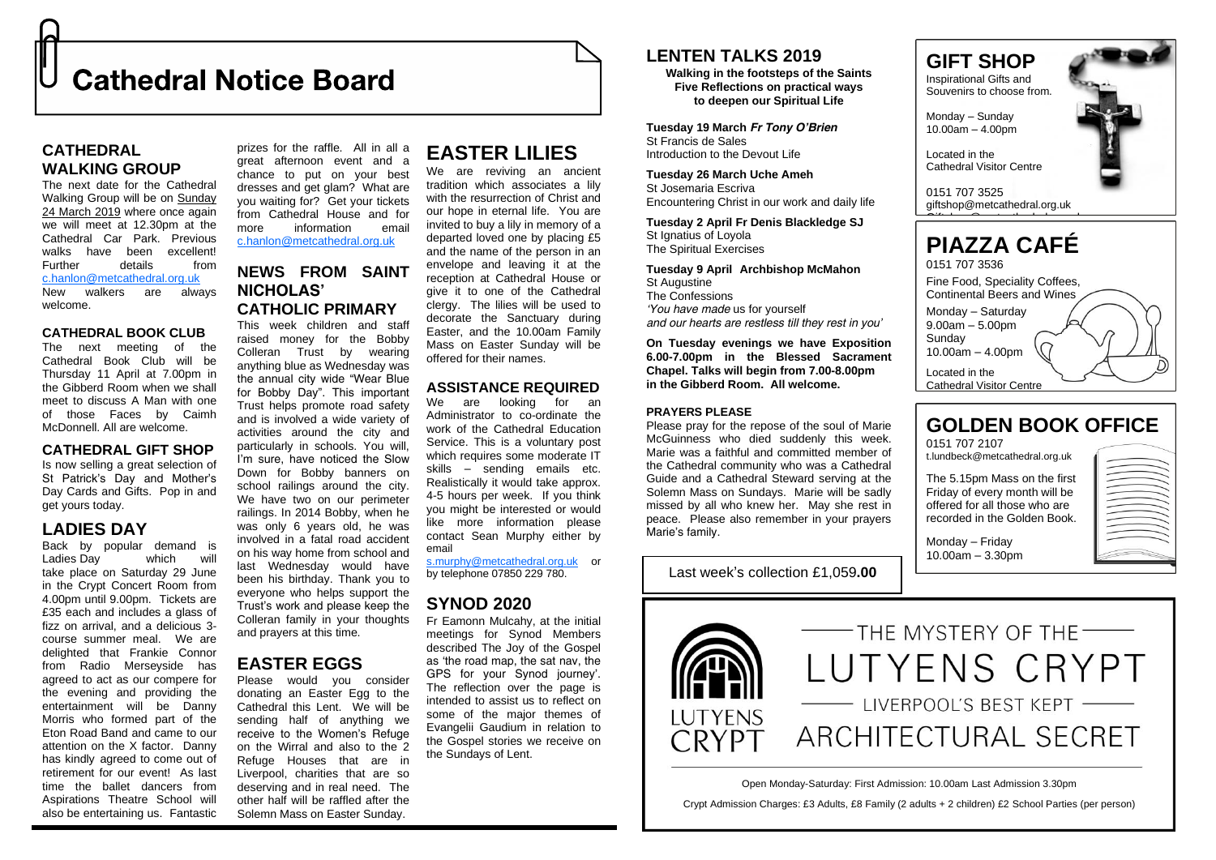# Cathedral Notice Board

## CATHEDRAL WALKING GROUP

The next date for the Cathedral Walking Group will be on Sunday 24 March 2019 where once again we will meet at 12.30pm at the Cathedral Car Park. Previous walks have been excellent! Further details from c.hanlon@metcathedral.org.uk

New walkers are always welcome.

### CATHEDRAL BOOK CLUB

The next meeting of the Cathedral Book Club will be Thursday 11 April at 7.00pm in the Gibberd Room when we shall meet to discuss A Man with one of those Faces by Caimh McDonnell. All are welcome.

### CATHEDRAL GIFT SHOP

Is now selling a great selection of St Patrick's Day and Mother's Day Cards and Gifts. Pop in and get yours today.

## LADIES DAY

Back by popular demand is Ladies Day which will take place on Saturday 29 June in the Crypt Concert Room from 4.00pm until 9.00pm. Tickets are £35 each and includes a glass of fizz on arrival, and a delicious 3-course summer meal. We are delighted that Frankie Connor from Radio Merseyside has agreed to act as our compere for the evening and providing the entertainment will be Danny Morris who formed part of the Eton Road Band and came to our attention on the X factor. Danny has kindly agreed to come out of retirement for our event! As last time the ballet dancers from Aspirations Theatre School will also be entertaining us. Fantastic prizes for the raffle. All in all a great afternoon event and a chance to put on your best dresses and get glam? What are you waiting for? Get your tickets from Cathedral House and for more information email c.hanlon@metcathedral.org.uk

## NEWS FROM SAINT NICHOLAS' CATHOLIC PRIMARY

This week children and staff raised money for the Bobby Colleran Trust by wearing anything blue as Wednesday was the annual city wide "Wear Blue for Bobby Day". This important Trust helps promote road safety and is involved a wide variety of activities around the city and particularly in schools. You will, I'm sure, have noticed the Slow Down for Bobby banners on school railings around the city. We have two on our perimeter railings. In 2014 Bobby, when he was only 6 years old, he was involved in a fatal road accident on his way home from school and last Wednesday would have been his birthday. Thank you to everyone who helps support the Trust's work and please keep the Colleran family in your thoughts and prayers at this time.

## EASTER EGGS

Please would you consider donating an Easter Egg to the Cathedral this Lent. We will be sending half of anything we receive to the Women's Refuge on the Wirral and also to the 2 Refuge Houses that are in Liverpool, charities that are so deserving and in real need. The other half will be raffled after the Solemn Mass on Easter Sunday.

## EASTER LILIES

We are reviving an ancient tradition which associates a lily with the resurrection of Christ and our hope in eternal life. You are invited to buy a lily in memory of a departed loved one by placing £5 and the name of the person in an envelope and leaving it at the reception at Cathedral House or give it to one of the Cathedral clergy. The lilies will be used to decorate the Sanctuary during Easter, and the 10.00am Family Mass on Easter Sunday will be offered for their names.

### ASSISTANCE REQUIRED

We are looking for an Administrator to co-ordinate the work of the Cathedral Education Service. This is a voluntary post which requires some moderate IT skills – sending emails etc. Realistically it would take approx. 4-5 hours per week. If you think you might be interested or would like more information please contact Sean Murphy either by email s.murphy@metcathedral.org.uk or by telephone 07850 229 780.

## SYNOD 2020

Fr Eamonn Mulcahy, at the initial meetings for Synod Members described The Joy of the Gospel as 'the road map, the sat nav, the GPS for your Synod journey'. The reflection over the page is intended to assist us to reflect on some of the major themes of Evangelii Gaudium in relation to the Gospel stories we receive on the Sundays of Lent.

## LENTEN TALKS 2019

**Walking in the footsteps of the Saints**
**Five Reflections on practical ways to deepen our Spiritual Life**

**Tuesday 19 March *Fr Tony O'Brien***
St Francis de Sales
Introduction to the Devout Life

**Tuesday 26 March Uche Ameh**
St Josemaria Escriva
Encountering Christ in our work and daily life

**Tuesday 2 April Fr Denis Blackledge SJ**
St Ignatius of Loyola
The Spiritual Exercises

**Tuesday 9 April Archbishop McMahon**
St Augustine
The Confessions
*'You have made* us for yourself
*and our hearts are restless till they rest in you'*

**On Tuesday evenings we have Exposition 6.00-7.00pm in the Blessed Sacrament Chapel. Talks will begin from 7.00-8.00pm in the Gibberd Room. All welcome.**

### PRAYERS PLEASE

Please pray for the repose of the soul of Marie McGuinness who died suddenly this week. Marie was a faithful and committed member of the Cathedral community who was a Cathedral Guide and a Cathedral Steward serving at the Solemn Mass on Sundays. Marie will be sadly missed by all who knew her. May she rest in peace. Please also remember in your prayers Marie's family.

Last week's collection £1,059**.00**

## GIFT SHOP

Inspirational Gifts and Souvenirs to choose from.

Monday – Sunday
10.00am – 4.00pm

Located in the Cathedral Visitor Centre

0151 707 3525
giftshop@metcathedral.org.uk

## PIAZZA CAFÉ

0151 707 3536

Fine Food, Speciality Coffees, Continental Beers and Wines

Monday – Saturday
9.00am – 5.00pm
Sunday
10.00am – 4.00pm

Located in the Cathedral Visitor Centre

## GOLDEN BOOK OFFICE

0151 707 2107
t.lundbeck@metcathedral.org.uk

The 5.15pm Mass on the first Friday of every month will be offered for all those who are recorded in the Golden Book.

Monday – Friday
10.00am – 3.30pm

LUTYENS CRYPT

THE MYSTERY OF THE LUTYENS CRYPT

LIVERPOOL'S BEST KEPT ARCHITECTURAL SECRET

Open Monday-Saturday: First Admission: 10.00am Last Admission 3.30pm

Crypt Admission Charges: £3 Adults, £8 Family (2 adults + 2 children) £2 School Parties (per person)